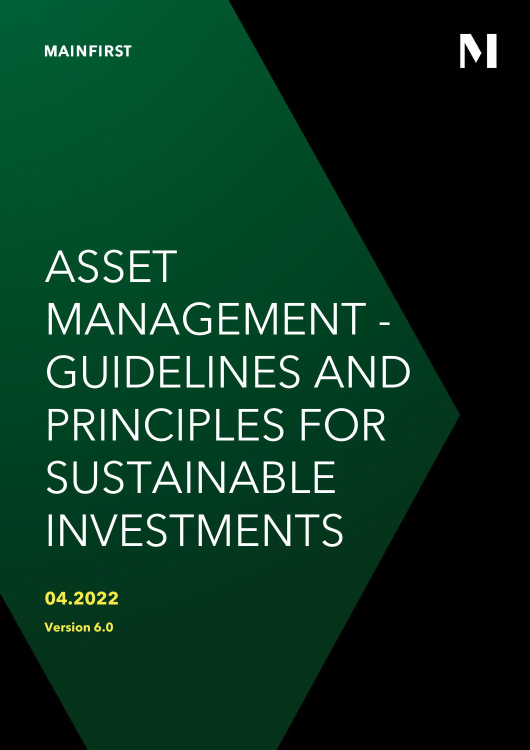MAINFIRST

# ASSET MANAGEMENT - GUIDELINES AND PRINCIPLES FOR SUSTAINABLE INVESTMENTS

**04.2022**

**Version 6.0**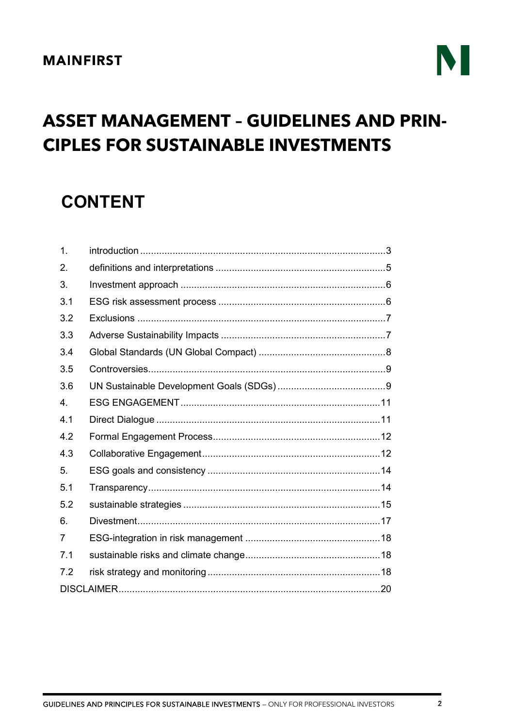MAINFIRST

# ASSET MANAGEMENT – GUIDELINES AND PRINCIPLES FOR SUSTAINABLE INVESTMENTS

## CONTENT

| | | |
|---|---|---|
| 1. | introduction | 3 |
| 2. | definitions and interpretations | 5 |
| 3. | Investment approach | 6 |
| 3.1 | ESG risk assessment process | 6 |
| 3.2 | Exclusions | 7 |
| 3.3 | Adverse Sustainability Impacts | 7 |
| 3.4 | Global Standards (UN Global Compact) | 8 |
| 3.5 | Controversies | 9 |
| 3.6 | UN Sustainable Development Goals (SDGs) | 9 |
| 4. | ESG ENGAGEMENT | 11 |
| 4.1 | Direct Dialogue | 11 |
| 4.2 | Formal Engagement Process | 12 |
| 4.3 | Collaborative Engagement | 12 |
| 5. | ESG goals and consistency | 14 |
| 5.1 | Transparency | 14 |
| 5.2 | sustainable strategies | 15 |
| 6. | Divestment | 17 |
| 7 | ESG-integration in risk management | 18 |
| 7.1 | sustainable risks and climate change | 18 |
| 7.2 | risk strategy and monitoring | 18 |
| DISCLAIMER | | 20 |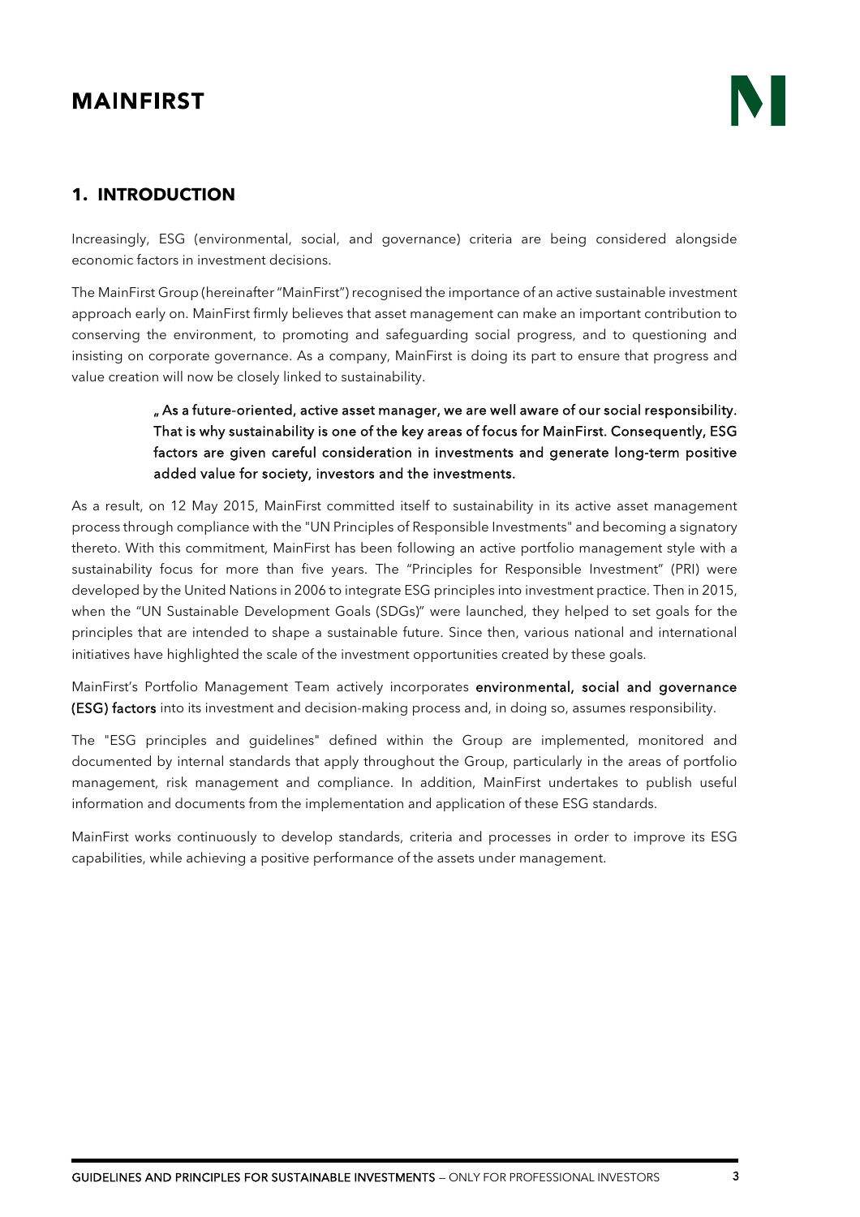## 1. INTRODUCTION

Increasingly, ESG (environmental, social, and governance) criteria are being considered alongside economic factors in investment decisions.

The MainFirst Group (hereinafter "MainFirst") recognised the importance of an active sustainable investment approach early on. MainFirst firmly believes that asset management can make an important contribution to conserving the environment, to promoting and safeguarding social progress, and to questioning and insisting on corporate governance. As a company, MainFirst is doing its part to ensure that progress and value creation will now be closely linked to sustainability.

> **„ As a future-oriented, active asset manager, we are well aware of our social responsibility. That is why sustainability is one of the key areas of focus for MainFirst. Consequently, ESG factors are given careful consideration in investments and generate long-term positive added value for society, investors and the investments.**

As a result, on 12 May 2015, MainFirst committed itself to sustainability in its active asset management process through compliance with the "UN Principles of Responsible Investments" and becoming a signatory thereto. With this commitment, MainFirst has been following an active portfolio management style with a sustainability focus for more than five years. The "Principles for Responsible Investment" (PRI) were developed by the United Nations in 2006 to integrate ESG principles into investment practice. Then in 2015, when the "UN Sustainable Development Goals (SDGs)" were launched, they helped to set goals for the principles that are intended to shape a sustainable future. Since then, various national and international initiatives have highlighted the scale of the investment opportunities created by these goals.

MainFirst's Portfolio Management Team actively incorporates **environmental, social and governance (ESG) factors** into its investment and decision-making process and, in doing so, assumes responsibility.

The "ESG principles and guidelines" defined within the Group are implemented, monitored and documented by internal standards that apply throughout the Group, particularly in the areas of portfolio management, risk management and compliance. In addition, MainFirst undertakes to publish useful information and documents from the implementation and application of these ESG standards.

MainFirst works continuously to develop standards, criteria and processes in order to improve its ESG capabilities, while achieving a positive performance of the assets under management.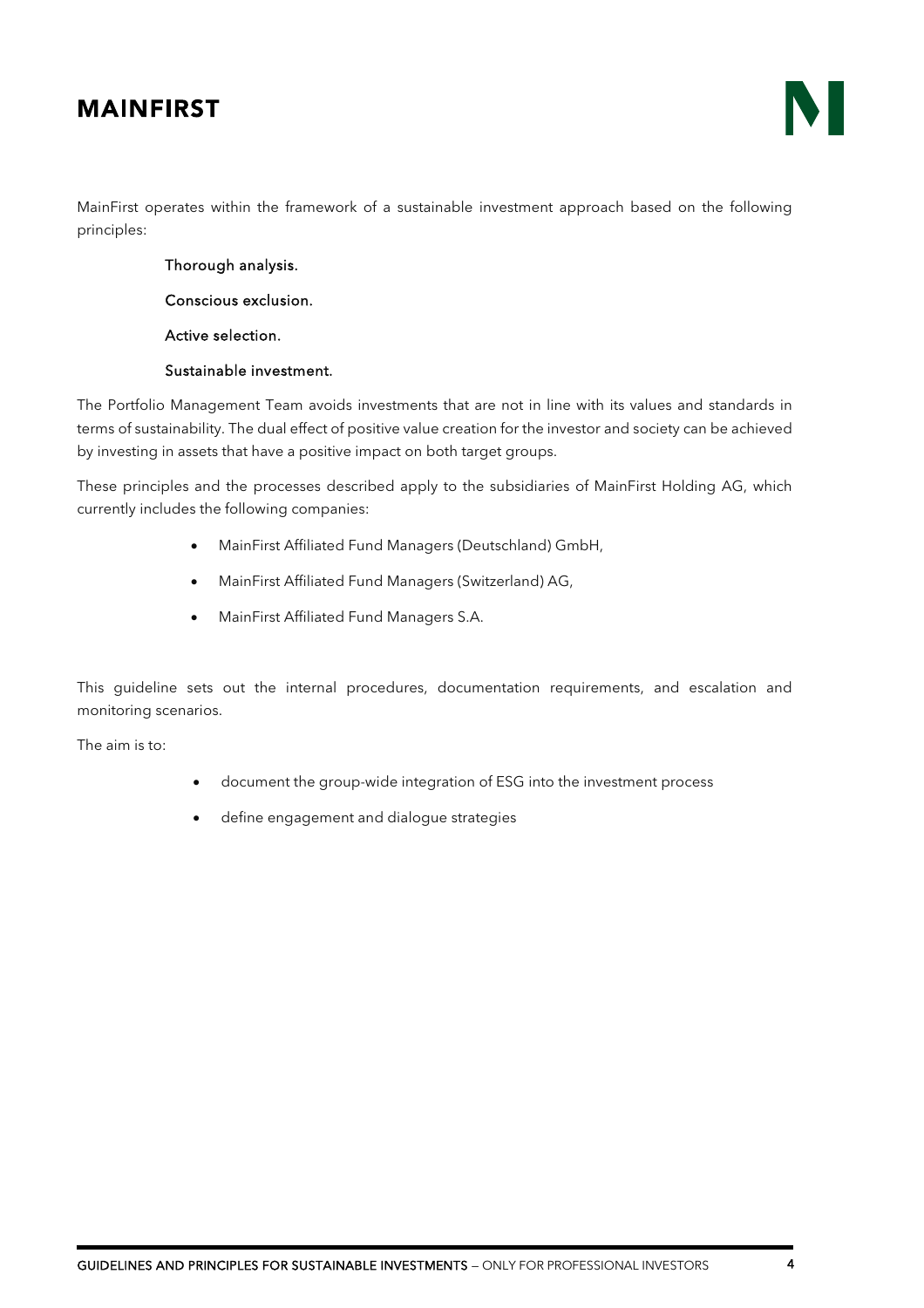MainFirst operates within the framework of a sustainable investment approach based on the following principles:

Thorough analysis.

Conscious exclusion.

Active selection.

Sustainable investment.

The Portfolio Management Team avoids investments that are not in line with its values and standards in terms of sustainability. The dual effect of positive value creation for the investor and society can be achieved by investing in assets that have a positive impact on both target groups.

These principles and the processes described apply to the subsidiaries of MainFirst Holding AG, which currently includes the following companies:

- MainFirst Affiliated Fund Managers (Deutschland) GmbH,
- MainFirst Affiliated Fund Managers (Switzerland) AG,
- MainFirst Affiliated Fund Managers S.A.

This guideline sets out the internal procedures, documentation requirements, and escalation and monitoring scenarios.

The aim is to:

- document the group-wide integration of ESG into the investment process
- define engagement and dialogue strategies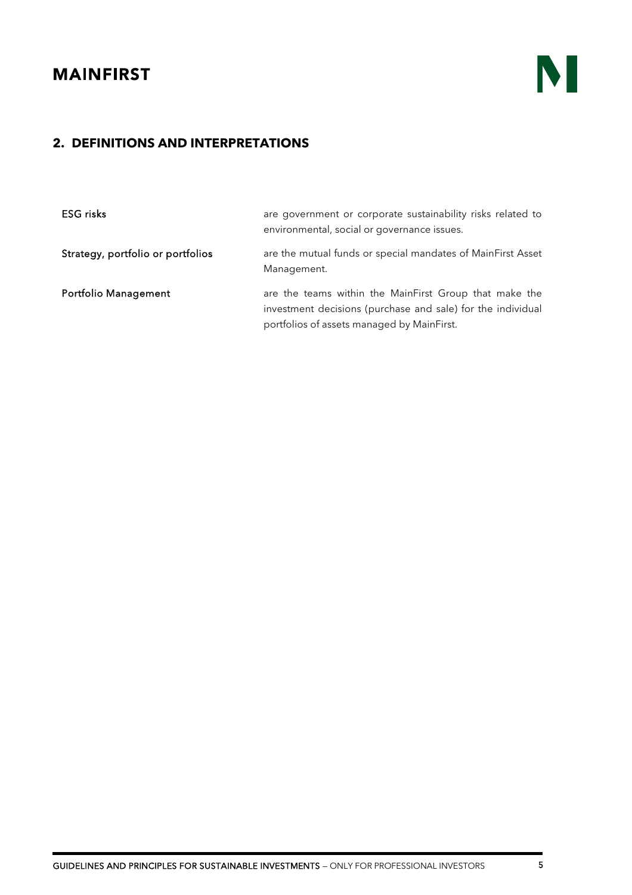## 2. DEFINITIONS AND INTERPRETATIONS

| | |
|---|---|
| ESG risks | are government or corporate sustainability risks related to environmental, social or governance issues. |
| Strategy, portfolio or portfolios | are the mutual funds or special mandates of MainFirst Asset Management. |
| Portfolio Management | are the teams within the MainFirst Group that make the investment decisions (purchase and sale) for the individual portfolios of assets managed by MainFirst. |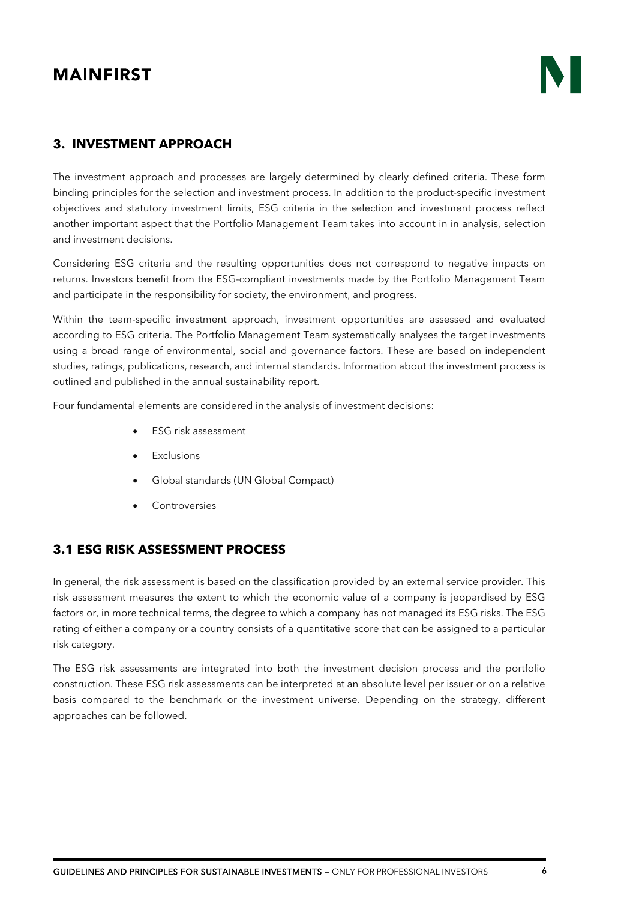## 3. INVESTMENT APPROACH

The investment approach and processes are largely determined by clearly defined criteria. These form binding principles for the selection and investment process. In addition to the product-specific investment objectives and statutory investment limits, ESG criteria in the selection and investment process reflect another important aspect that the Portfolio Management Team takes into account in in analysis, selection and investment decisions.

Considering ESG criteria and the resulting opportunities does not correspond to negative impacts on returns. Investors benefit from the ESG-compliant investments made by the Portfolio Management Team and participate in the responsibility for society, the environment, and progress.

Within the team-specific investment approach, investment opportunities are assessed and evaluated according to ESG criteria. The Portfolio Management Team systematically analyses the target investments using a broad range of environmental, social and governance factors. These are based on independent studies, ratings, publications, research, and internal standards. Information about the investment process is outlined and published in the annual sustainability report.

Four fundamental elements are considered in the analysis of investment decisions:

- ESG risk assessment
- Exclusions
- Global standards (UN Global Compact)
- Controversies

### 3.1 ESG RISK ASSESSMENT PROCESS

In general, the risk assessment is based on the classification provided by an external service provider. This risk assessment measures the extent to which the economic value of a company is jeopardised by ESG factors or, in more technical terms, the degree to which a company has not managed its ESG risks. The ESG rating of either a company or a country consists of a quantitative score that can be assigned to a particular risk category.

The ESG risk assessments are integrated into both the investment decision process and the portfolio construction. These ESG risk assessments can be interpreted at an absolute level per issuer or on a relative basis compared to the benchmark or the investment universe. Depending on the strategy, different approaches can be followed.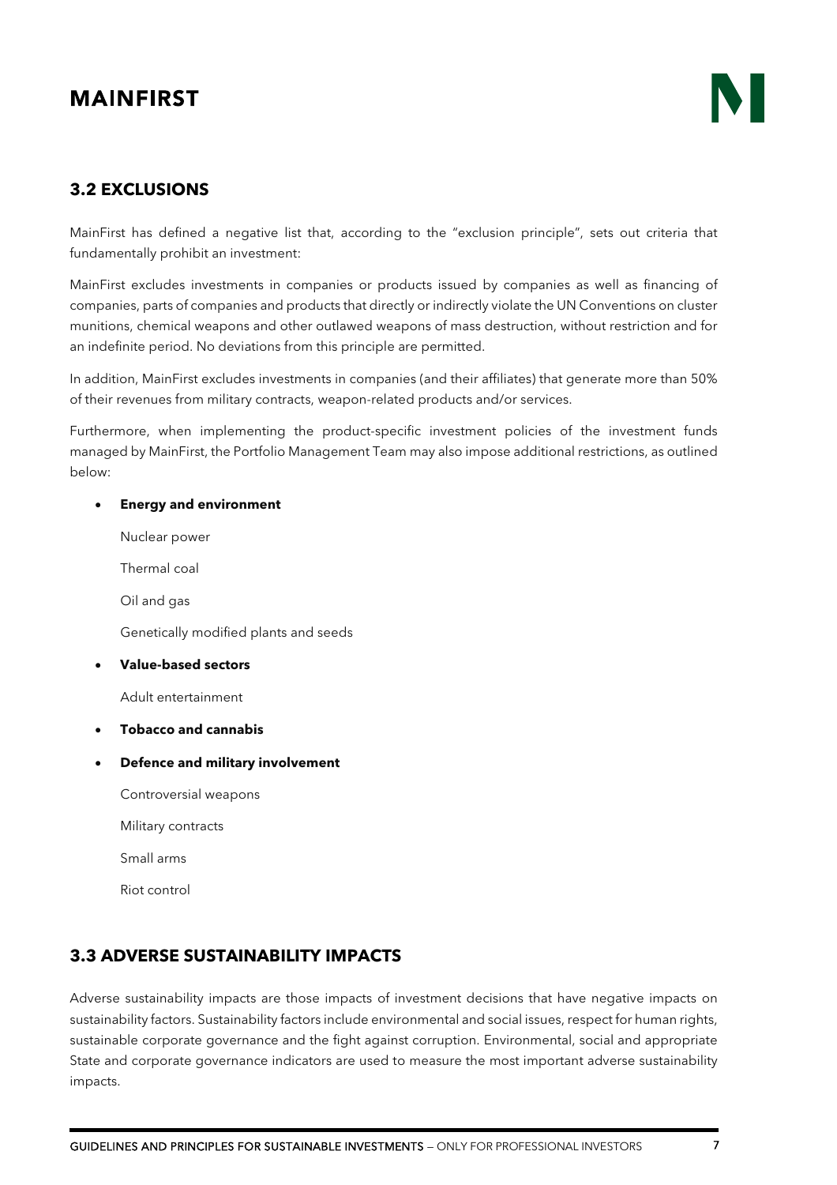## 3.2 EXCLUSIONS

MainFirst has defined a negative list that, according to the "exclusion principle", sets out criteria that fundamentally prohibit an investment:

MainFirst excludes investments in companies or products issued by companies as well as financing of companies, parts of companies and products that directly or indirectly violate the UN Conventions on cluster munitions, chemical weapons and other outlawed weapons of mass destruction, without restriction and for an indefinite period. No deviations from this principle are permitted.

In addition, MainFirst excludes investments in companies (and their affiliates) that generate more than 50% of their revenues from military contracts, weapon-related products and/or services.

Furthermore, when implementing the product-specific investment policies of the investment funds managed by MainFirst, the Portfolio Management Team may also impose additional restrictions, as outlined below:

- **Energy and environment**

  Nuclear power

  Thermal coal

  Oil and gas

  Genetically modified plants and seeds

- **Value-based sectors**

  Adult entertainment

- **Tobacco and cannabis**

- **Defence and military involvement**

  Controversial weapons

  Military contracts

  Small arms

  Riot control

## 3.3 ADVERSE SUSTAINABILITY IMPACTS

Adverse sustainability impacts are those impacts of investment decisions that have negative impacts on sustainability factors. Sustainability factors include environmental and social issues, respect for human rights, sustainable corporate governance and the fight against corruption. Environmental, social and appropriate State and corporate governance indicators are used to measure the most important adverse sustainability impacts.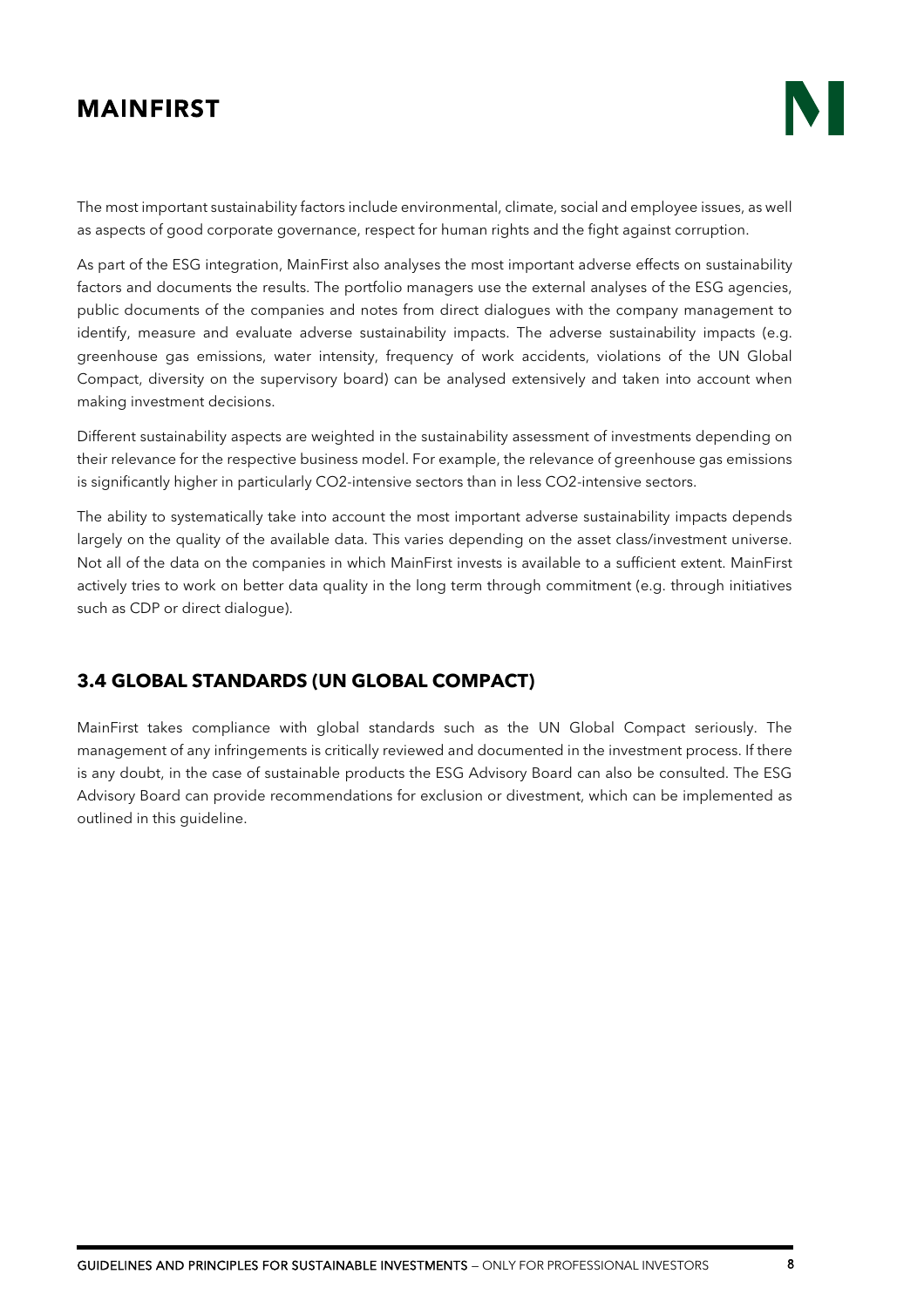The most important sustainability factors include environmental, climate, social and employee issues, as well as aspects of good corporate governance, respect for human rights and the fight against corruption.

As part of the ESG integration, MainFirst also analyses the most important adverse effects on sustainability factors and documents the results. The portfolio managers use the external analyses of the ESG agencies, public documents of the companies and notes from direct dialogues with the company management to identify, measure and evaluate adverse sustainability impacts. The adverse sustainability impacts (e.g. greenhouse gas emissions, water intensity, frequency of work accidents, violations of the UN Global Compact, diversity on the supervisory board) can be analysed extensively and taken into account when making investment decisions.

Different sustainability aspects are weighted in the sustainability assessment of investments depending on their relevance for the respective business model. For example, the relevance of greenhouse gas emissions is significantly higher in particularly $CO_2$-intensive sectors than in less $CO_2$-intensive sectors.

The ability to systematically take into account the most important adverse sustainability impacts depends largely on the quality of the available data. This varies depending on the asset class/investment universe. Not all of the data on the companies in which MainFirst invests is available to a sufficient extent. MainFirst actively tries to work on better data quality in the long term through commitment (e.g. through initiatives such as CDP or direct dialogue).

## 3.4 GLOBAL STANDARDS (UN GLOBAL COMPACT)

MainFirst takes compliance with global standards such as the UN Global Compact seriously. The management of any infringements is critically reviewed and documented in the investment process. If there is any doubt, in the case of sustainable products the ESG Advisory Board can also be consulted. The ESG Advisory Board can provide recommendations for exclusion or divestment, which can be implemented as outlined in this guideline.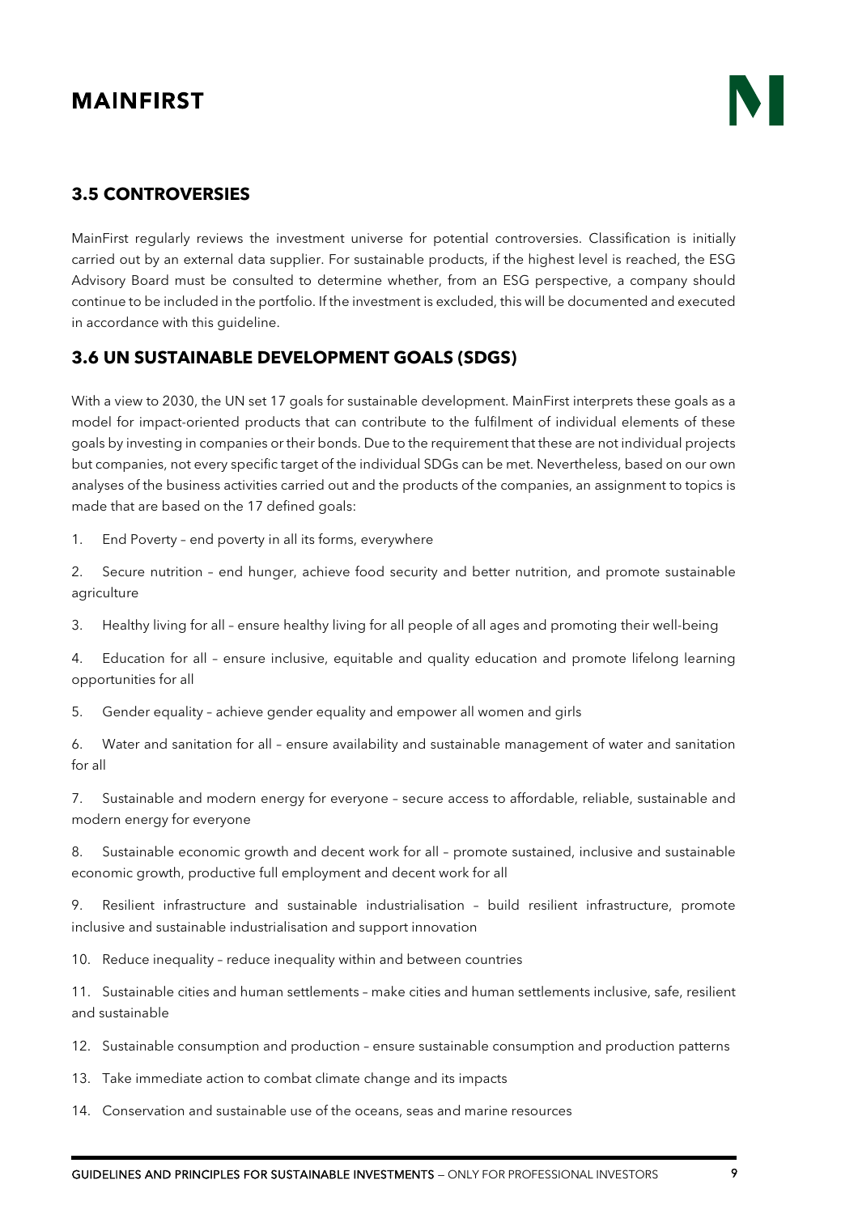## 3.5 CONTROVERSIES

MainFirst regularly reviews the investment universe for potential controversies. Classification is initially carried out by an external data supplier. For sustainable products, if the highest level is reached, the ESG Advisory Board must be consulted to determine whether, from an ESG perspective, a company should continue to be included in the portfolio. If the investment is excluded, this will be documented and executed in accordance with this guideline.

## 3.6 UN SUSTAINABLE DEVELOPMENT GOALS (SDGS)

With a view to 2030, the UN set 17 goals for sustainable development. MainFirst interprets these goals as a model for impact-oriented products that can contribute to the fulfilment of individual elements of these goals by investing in companies or their bonds. Due to the requirement that these are not individual projects but companies, not every specific target of the individual SDGs can be met. Nevertheless, based on our own analyses of the business activities carried out and the products of the companies, an assignment to topics is made that are based on the 17 defined goals:

1. End Poverty – end poverty in all its forms, everywhere
2. Secure nutrition – end hunger, achieve food security and better nutrition, and promote sustainable agriculture
3. Healthy living for all – ensure healthy living for all people of all ages and promoting their well-being
4. Education for all – ensure inclusive, equitable and quality education and promote lifelong learning opportunities for all
5. Gender equality – achieve gender equality and empower all women and girls
6. Water and sanitation for all – ensure availability and sustainable management of water and sanitation for all
7. Sustainable and modern energy for everyone – secure access to affordable, reliable, sustainable and modern energy for everyone
8. Sustainable economic growth and decent work for all – promote sustained, inclusive and sustainable economic growth, productive full employment and decent work for all
9. Resilient infrastructure and sustainable industrialisation – build resilient infrastructure, promote inclusive and sustainable industrialisation and support innovation
10. Reduce inequality – reduce inequality within and between countries
11. Sustainable cities and human settlements – make cities and human settlements inclusive, safe, resilient and sustainable
12. Sustainable consumption and production – ensure sustainable consumption and production patterns
13. Take immediate action to combat climate change and its impacts
14. Conservation and sustainable use of the oceans, seas and marine resources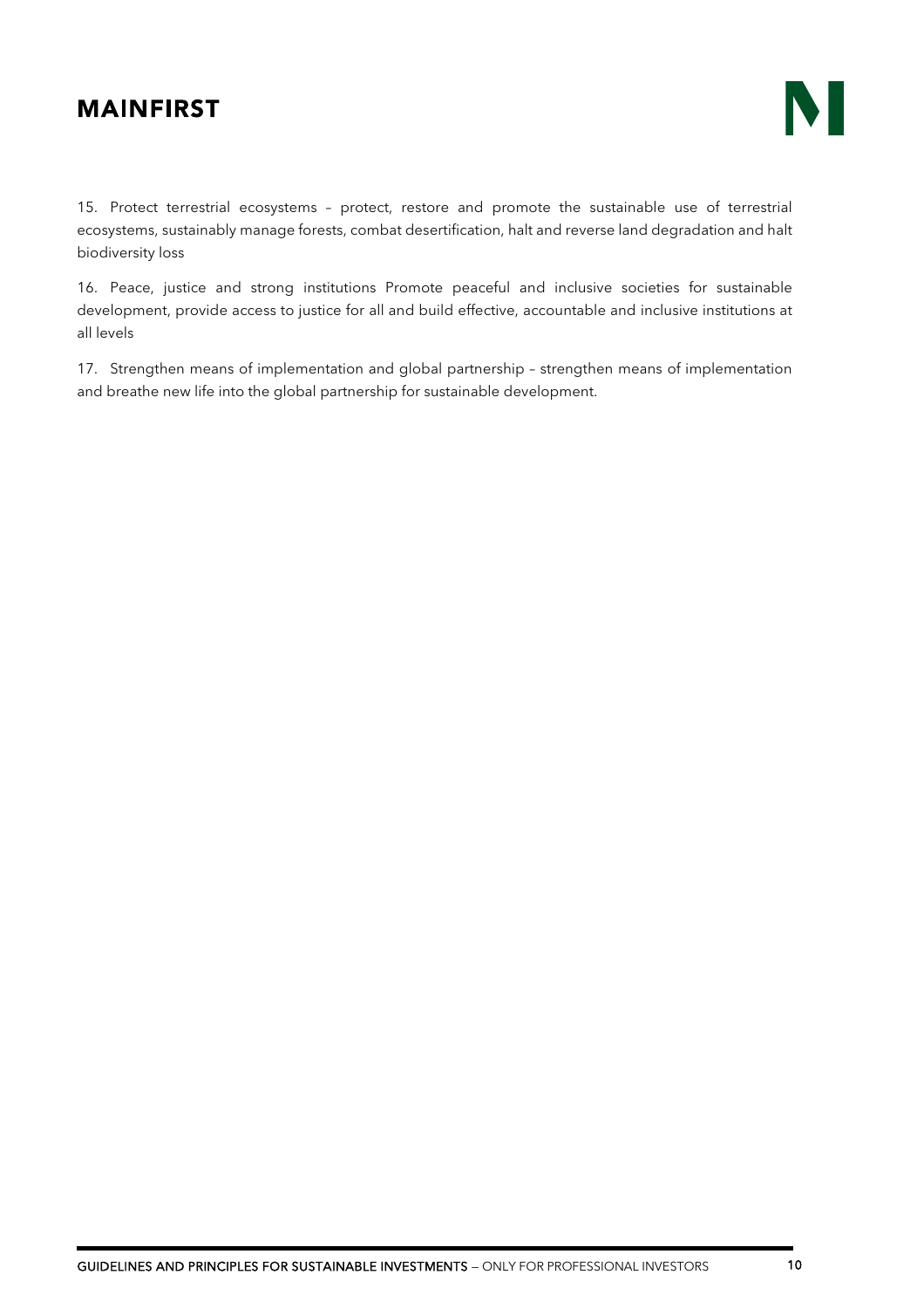15. Protect terrestrial ecosystems – protect, restore and promote the sustainable use of terrestrial ecosystems, sustainably manage forests, combat desertification, halt and reverse land degradation and halt biodiversity loss

16. Peace, justice and strong institutions Promote peaceful and inclusive societies for sustainable development, provide access to justice for all and build effective, accountable and inclusive institutions at all levels

17. Strengthen means of implementation and global partnership – strengthen means of implementation and breathe new life into the global partnership for sustainable development.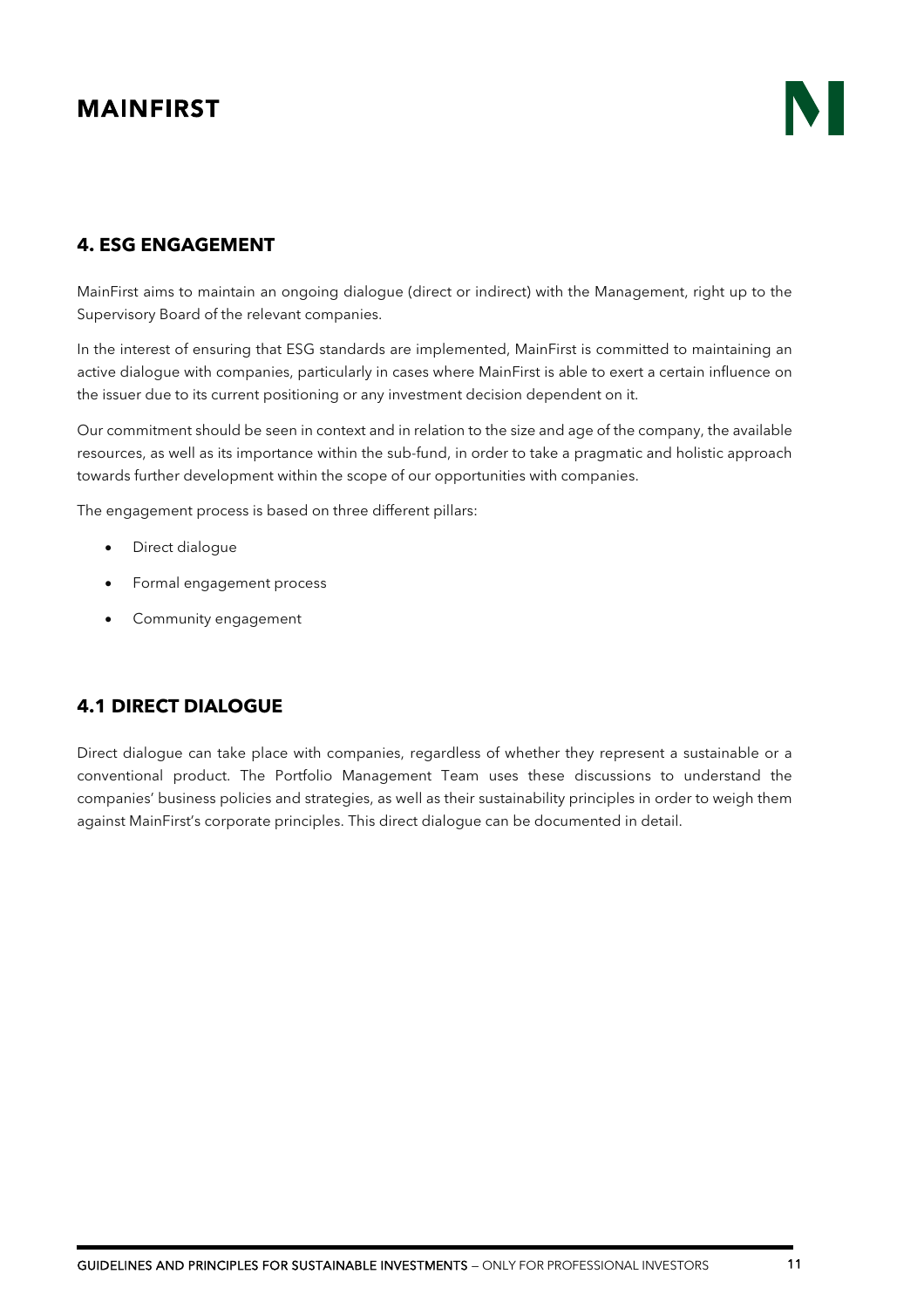## 4. ESG ENGAGEMENT

MainFirst aims to maintain an ongoing dialogue (direct or indirect) with the Management, right up to the Supervisory Board of the relevant companies.

In the interest of ensuring that ESG standards are implemented, MainFirst is committed to maintaining an active dialogue with companies, particularly in cases where MainFirst is able to exert a certain influence on the issuer due to its current positioning or any investment decision dependent on it.

Our commitment should be seen in context and in relation to the size and age of the company, the available resources, as well as its importance within the sub-fund, in order to take a pragmatic and holistic approach towards further development within the scope of our opportunities with companies.

The engagement process is based on three different pillars:

- Direct dialogue
- Formal engagement process
- Community engagement

### 4.1 DIRECT DIALOGUE

Direct dialogue can take place with companies, regardless of whether they represent a sustainable or a conventional product. The Portfolio Management Team uses these discussions to understand the companies' business policies and strategies, as well as their sustainability principles in order to weigh them against MainFirst's corporate principles. This direct dialogue can be documented in detail.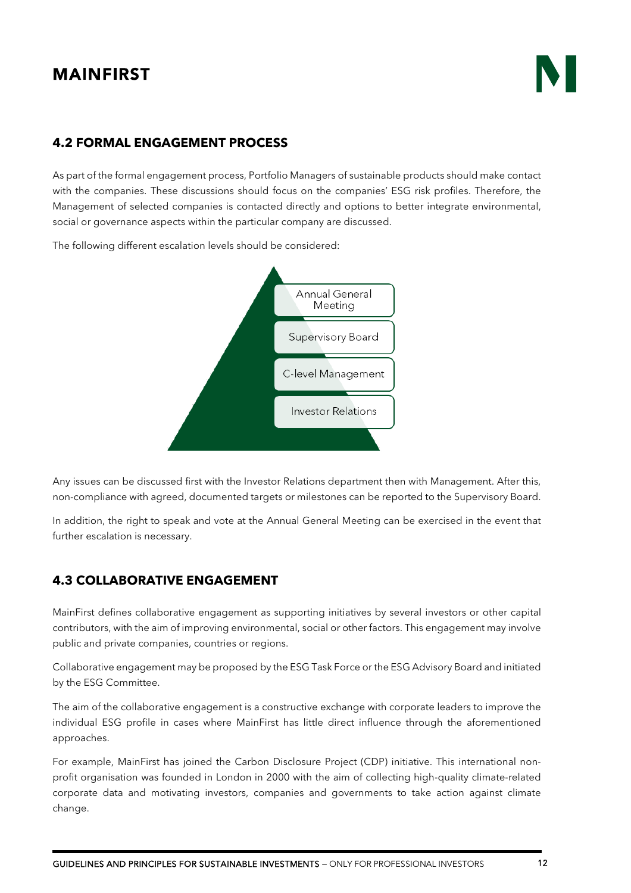## 4.2 FORMAL ENGAGEMENT PROCESS

As part of the formal engagement process, Portfolio Managers of sustainable products should make contact with the companies. These discussions should focus on the companies' ESG risk profiles. Therefore, the Management of selected companies is contacted directly and options to better integrate environmental, social or governance aspects within the particular company are discussed.

The following different escalation levels should be considered:

- Annual General Meeting
- Supervisory Board
- C-level Management
- Investor Relations

Any issues can be discussed first with the Investor Relations department then with Management. After this, non-compliance with agreed, documented targets or milestones can be reported to the Supervisory Board.

In addition, the right to speak and vote at the Annual General Meeting can be exercised in the event that further escalation is necessary.

## 4.3 COLLABORATIVE ENGAGEMENT

MainFirst defines collaborative engagement as supporting initiatives by several investors or other capital contributors, with the aim of improving environmental, social or other factors. This engagement may involve public and private companies, countries or regions.

Collaborative engagement may be proposed by the ESG Task Force or the ESG Advisory Board and initiated by the ESG Committee.

The aim of the collaborative engagement is a constructive exchange with corporate leaders to improve the individual ESG profile in cases where MainFirst has little direct influence through the aforementioned approaches.

For example, MainFirst has joined the Carbon Disclosure Project (CDP) initiative. This international non-profit organisation was founded in London in 2000 with the aim of collecting high-quality climate-related corporate data and motivating investors, companies and governments to take action against climate change.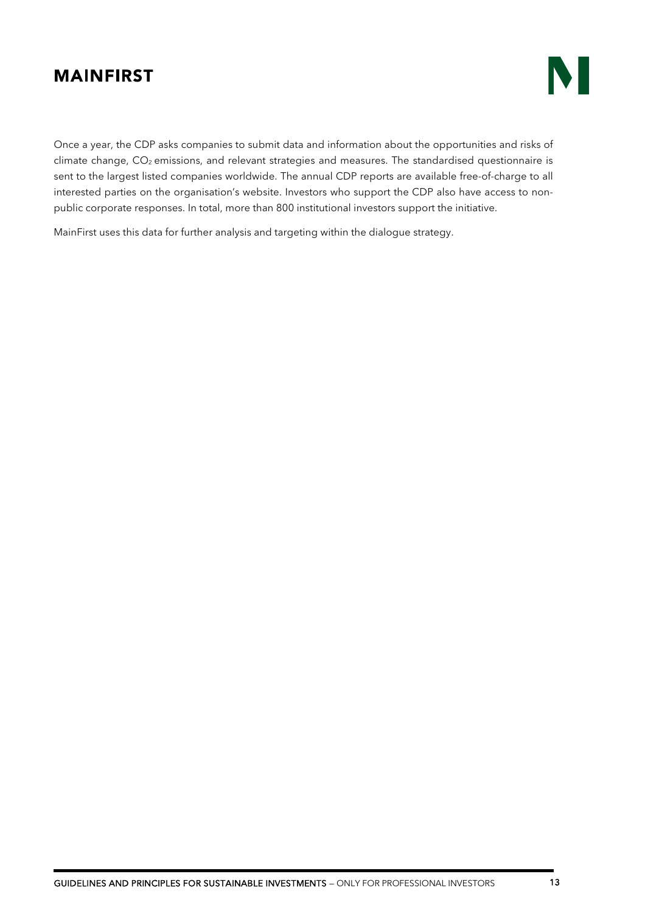Once a year, the CDP asks companies to submit data and information about the opportunities and risks of climate change, $CO_2$ emissions, and relevant strategies and measures. The standardised questionnaire is sent to the largest listed companies worldwide. The annual CDP reports are available free-of-charge to all interested parties on the organisation's website. Investors who support the CDP also have access to non-public corporate responses. In total, more than 800 institutional investors support the initiative.

MainFirst uses this data for further analysis and targeting within the dialogue strategy.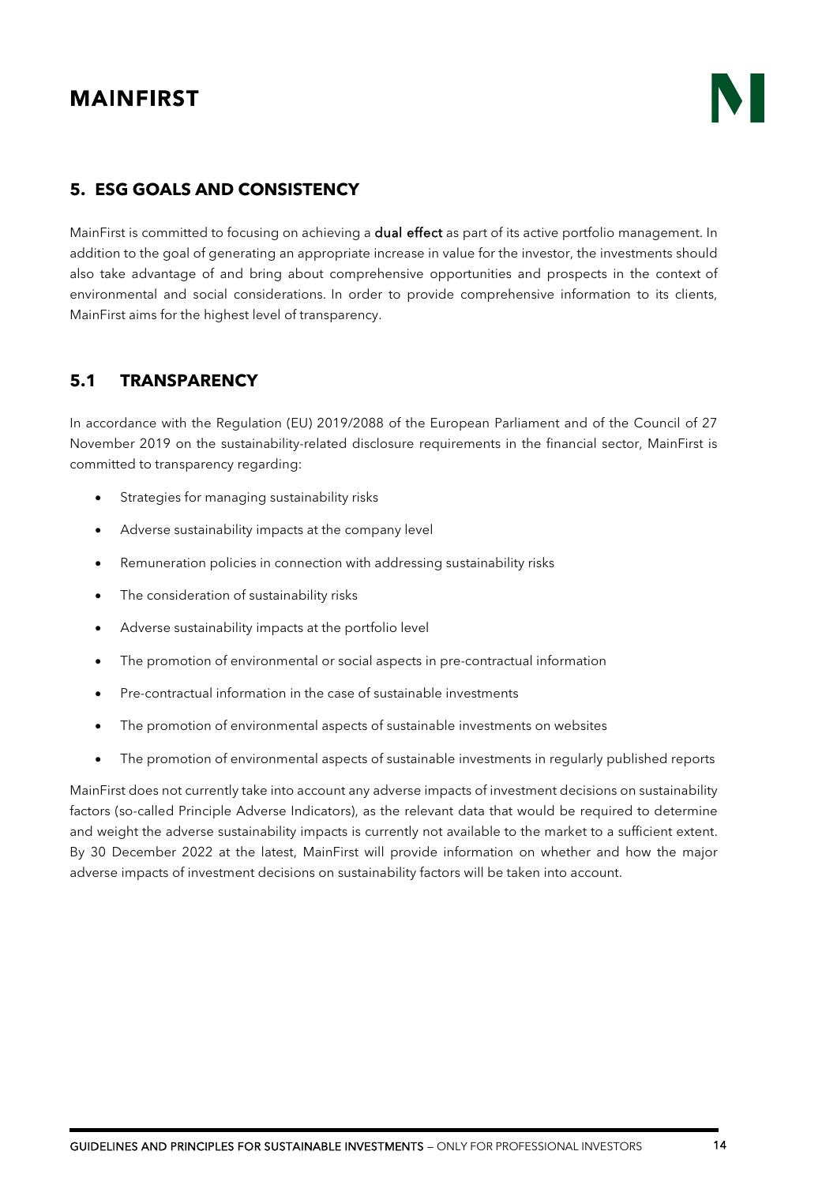## 5. ESG GOALS AND CONSISTENCY

MainFirst is committed to focusing on achieving a **dual effect** as part of its active portfolio management. In addition to the goal of generating an appropriate increase in value for the investor, the investments should also take advantage of and bring about comprehensive opportunities and prospects in the context of environmental and social considerations. In order to provide comprehensive information to its clients, MainFirst aims for the highest level of transparency.

### 5.1 TRANSPARENCY

In accordance with the Regulation (EU) 2019/2088 of the European Parliament and of the Council of 27 November 2019 on the sustainability-related disclosure requirements in the financial sector, MainFirst is committed to transparency regarding:

- Strategies for managing sustainability risks
- Adverse sustainability impacts at the company level
- Remuneration policies in connection with addressing sustainability risks
- The consideration of sustainability risks
- Adverse sustainability impacts at the portfolio level
- The promotion of environmental or social aspects in pre-contractual information
- Pre-contractual information in the case of sustainable investments
- The promotion of environmental aspects of sustainable investments on websites
- The promotion of environmental aspects of sustainable investments in regularly published reports

MainFirst does not currently take into account any adverse impacts of investment decisions on sustainability factors (so-called Principle Adverse Indicators), as the relevant data that would be required to determine and weight the adverse sustainability impacts is currently not available to the market to a sufficient extent. By 30 December 2022 at the latest, MainFirst will provide information on whether and how the major adverse impacts of investment decisions on sustainability factors will be taken into account.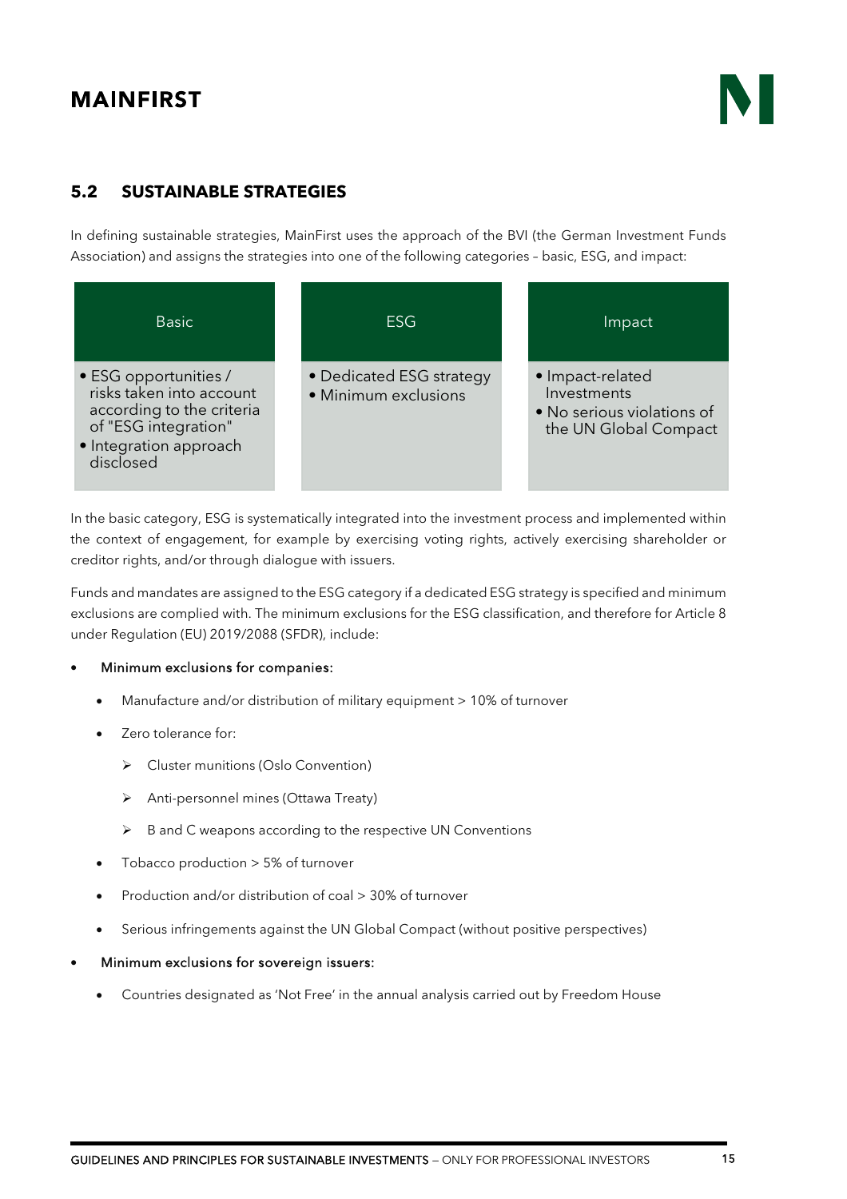## 5.2 SUSTAINABLE STRATEGIES

In defining sustainable strategies, MainFirst uses the approach of the BVI (the German Investment Funds Association) and assigns the strategies into one of the following categories – basic, ESG, and impact:

| Basic | ESG | Impact |
|---|---|---|
| • ESG opportunities / risks taken into account according to the criteria of "ESG integration"<br>• Integration approach disclosed | • Dedicated ESG strategy<br>• Minimum exclusions | • Impact-related Investments<br>• No serious violations of the UN Global Compact |

In the basic category, ESG is systematically integrated into the investment process and implemented within the context of engagement, for example by exercising voting rights, actively exercising shareholder or creditor rights, and/or through dialogue with issuers.

Funds and mandates are assigned to the ESG category if a dedicated ESG strategy is specified and minimum exclusions are complied with. The minimum exclusions for the ESG classification, and therefore for Article 8 under Regulation (EU) 2019/2088 (SFDR), include:

- Minimum exclusions for companies:
  - Manufacture and/or distribution of military equipment > 10% of turnover
  - Zero tolerance for:
    - Cluster munitions (Oslo Convention)
    - Anti-personnel mines (Ottawa Treaty)
    - B and C weapons according to the respective UN Conventions
  - Tobacco production > 5% of turnover
  - Production and/or distribution of coal > 30% of turnover
  - Serious infringements against the UN Global Compact (without positive perspectives)
- Minimum exclusions for sovereign issuers:
  - Countries designated as 'Not Free' in the annual analysis carried out by Freedom House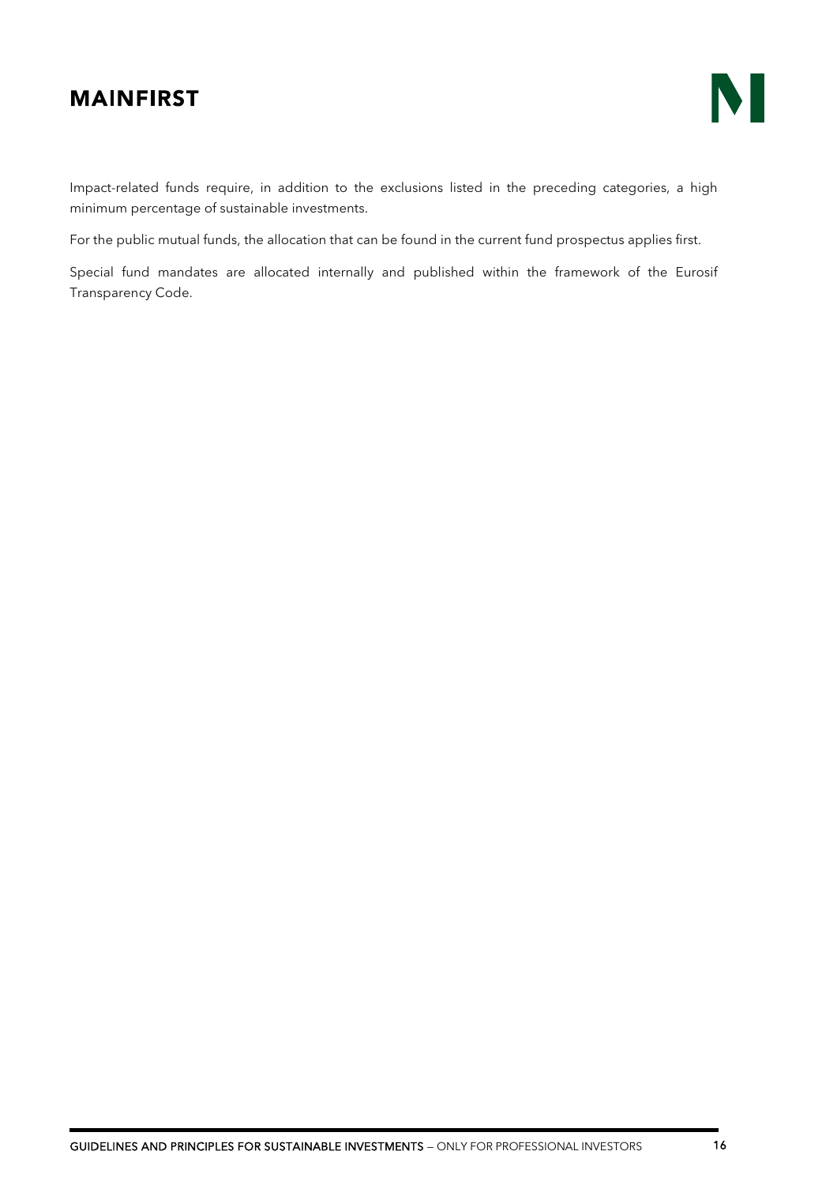Impact-related funds require, in addition to the exclusions listed in the preceding categories, a high minimum percentage of sustainable investments.

For the public mutual funds, the allocation that can be found in the current fund prospectus applies first.

Special fund mandates are allocated internally and published within the framework of the Eurosif Transparency Code.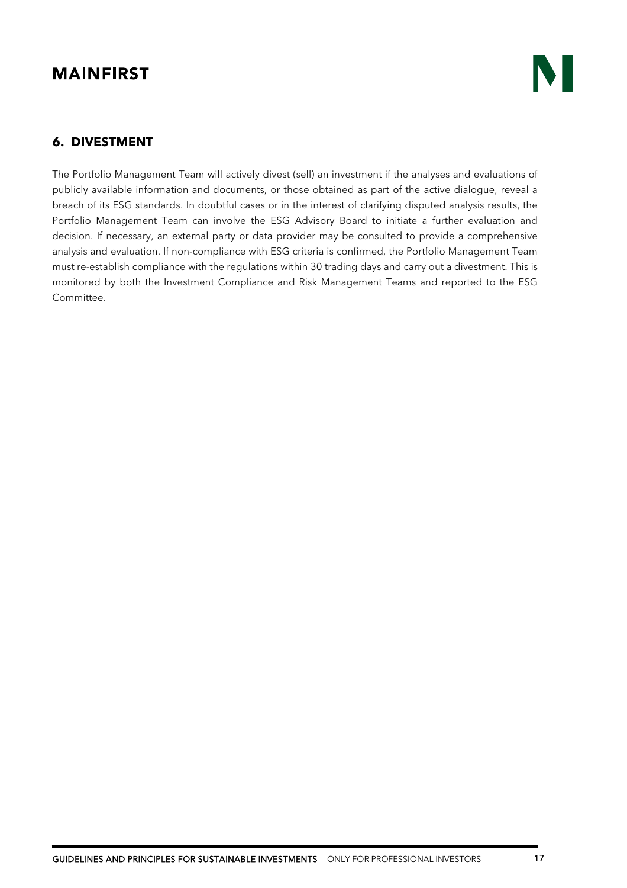## 6. DIVESTMENT

The Portfolio Management Team will actively divest (sell) an investment if the analyses and evaluations of publicly available information and documents, or those obtained as part of the active dialogue, reveal a breach of its ESG standards. In doubtful cases or in the interest of clarifying disputed analysis results, the Portfolio Management Team can involve the ESG Advisory Board to initiate a further evaluation and decision. If necessary, an external party or data provider may be consulted to provide a comprehensive analysis and evaluation. If non-compliance with ESG criteria is confirmed, the Portfolio Management Team must re-establish compliance with the regulations within 30 trading days and carry out a divestment. This is monitored by both the Investment Compliance and Risk Management Teams and reported to the ESG Committee.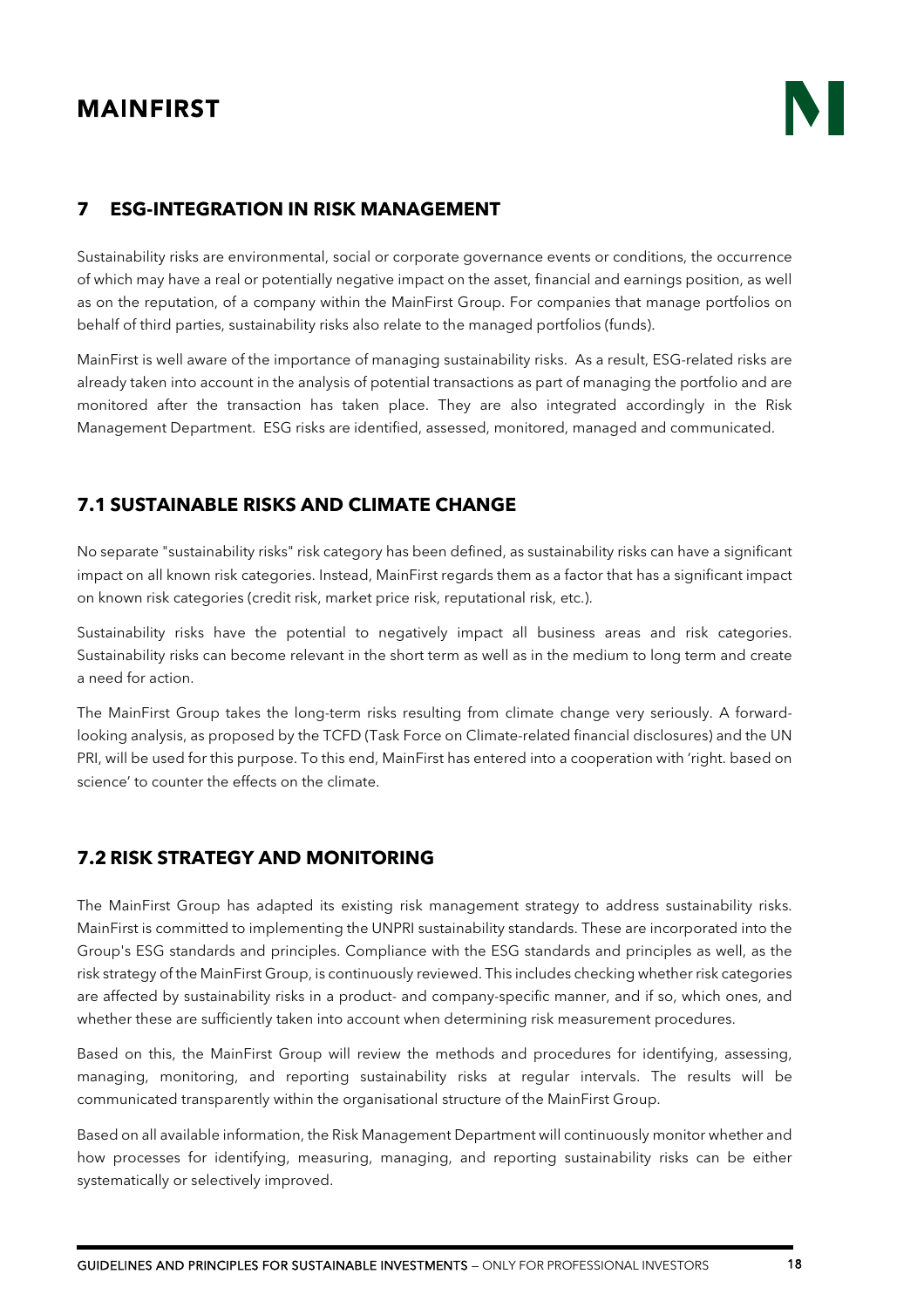## 7 ESG-INTEGRATION IN RISK MANAGEMENT

Sustainability risks are environmental, social or corporate governance events or conditions, the occurrence of which may have a real or potentially negative impact on the asset, financial and earnings position, as well as on the reputation, of a company within the MainFirst Group. For companies that manage portfolios on behalf of third parties, sustainability risks also relate to the managed portfolios (funds).

MainFirst is well aware of the importance of managing sustainability risks. As a result, ESG-related risks are already taken into account in the analysis of potential transactions as part of managing the portfolio and are monitored after the transaction has taken place. They are also integrated accordingly in the Risk Management Department. ESG risks are identified, assessed, monitored, managed and communicated.

### 7.1 SUSTAINABLE RISKS AND CLIMATE CHANGE

No separate "sustainability risks" risk category has been defined, as sustainability risks can have a significant impact on all known risk categories. Instead, MainFirst regards them as a factor that has a significant impact on known risk categories (credit risk, market price risk, reputational risk, etc.).

Sustainability risks have the potential to negatively impact all business areas and risk categories. Sustainability risks can become relevant in the short term as well as in the medium to long term and create a need for action.

The MainFirst Group takes the long-term risks resulting from climate change very seriously. A forward-looking analysis, as proposed by the TCFD (Task Force on Climate-related financial disclosures) and the UN PRI, will be used for this purpose. To this end, MainFirst has entered into a cooperation with 'right. based on science' to counter the effects on the climate.

### 7.2 RISK STRATEGY AND MONITORING

The MainFirst Group has adapted its existing risk management strategy to address sustainability risks. MainFirst is committed to implementing the UNPRI sustainability standards. These are incorporated into the Group's ESG standards and principles. Compliance with the ESG standards and principles as well, as the risk strategy of the MainFirst Group, is continuously reviewed. This includes checking whether risk categories are affected by sustainability risks in a product- and company-specific manner, and if so, which ones, and whether these are sufficiently taken into account when determining risk measurement procedures.

Based on this, the MainFirst Group will review the methods and procedures for identifying, assessing, managing, monitoring, and reporting sustainability risks at regular intervals. The results will be communicated transparently within the organisational structure of the MainFirst Group.

Based on all available information, the Risk Management Department will continuously monitor whether and how processes for identifying, measuring, managing, and reporting sustainability risks can be either systematically or selectively improved.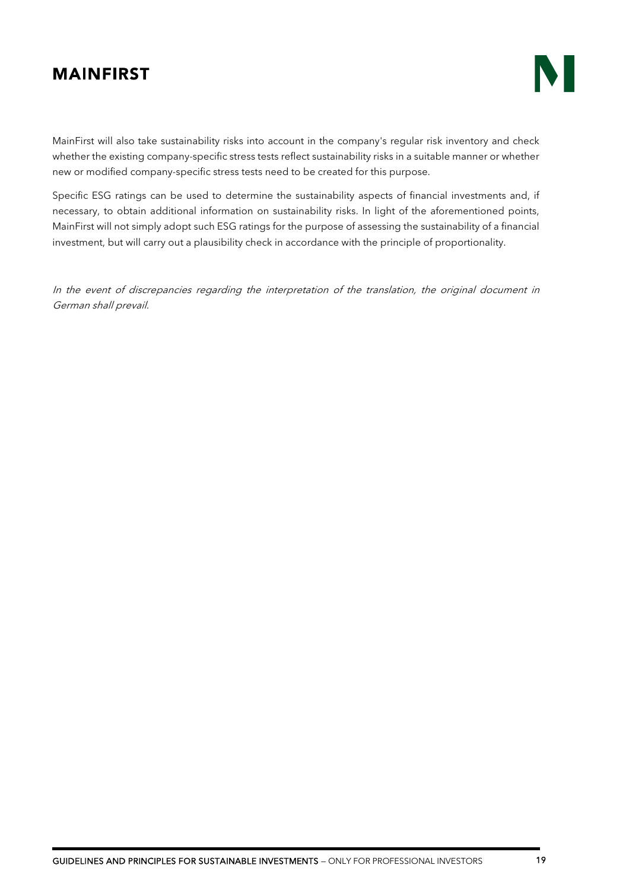MainFirst will also take sustainability risks into account in the company's regular risk inventory and check whether the existing company-specific stress tests reflect sustainability risks in a suitable manner or whether new or modified company-specific stress tests need to be created for this purpose.

Specific ESG ratings can be used to determine the sustainability aspects of financial investments and, if necessary, to obtain additional information on sustainability risks. In light of the aforementioned points, MainFirst will not simply adopt such ESG ratings for the purpose of assessing the sustainability of a financial investment, but will carry out a plausibility check in accordance with the principle of proportionality.

*In the event of discrepancies regarding the interpretation of the translation, the original document in German shall prevail.*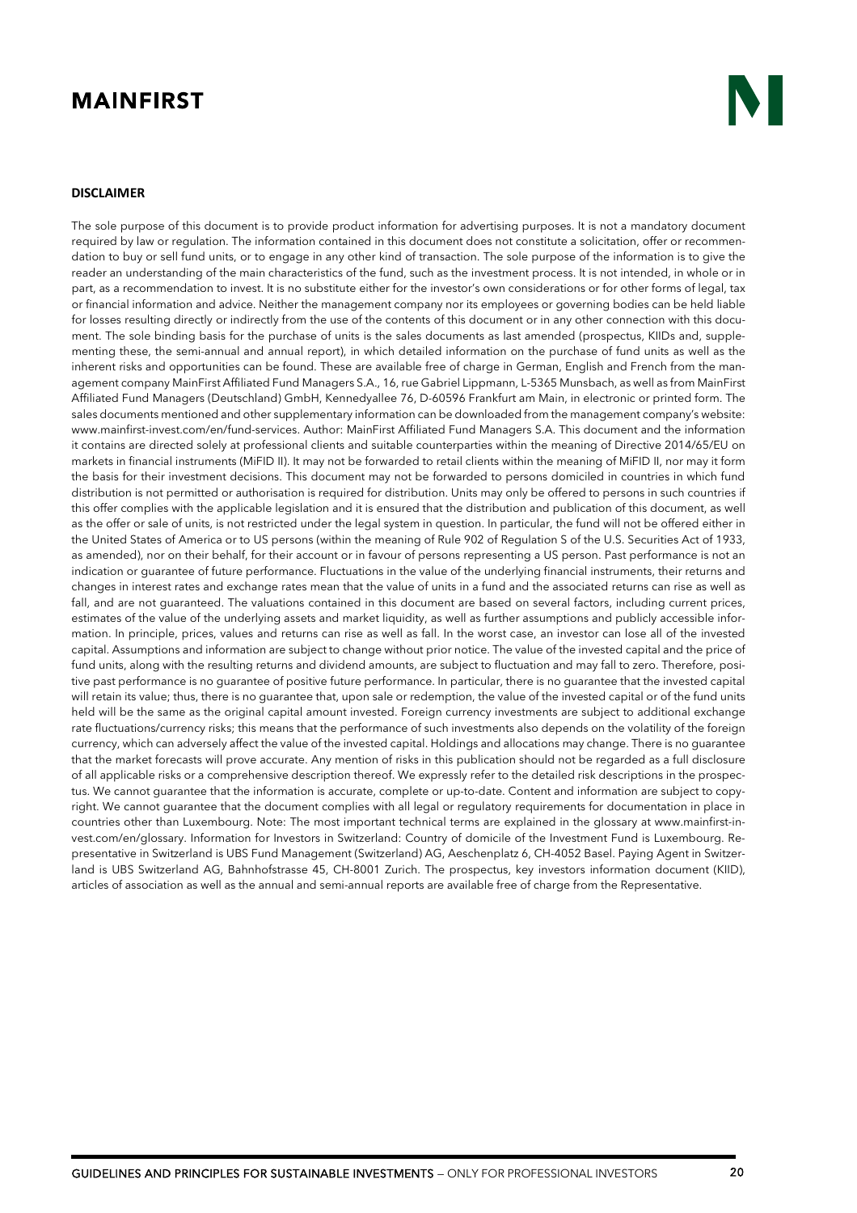## DISCLAIMER

The sole purpose of this document is to provide product information for advertising purposes. It is not a mandatory document required by law or regulation. The information contained in this document does not constitute a solicitation, offer or recommendation to buy or sell fund units, or to engage in any other kind of transaction. The sole purpose of the information is to give the reader an understanding of the main characteristics of the fund, such as the investment process. It is not intended, in whole or in part, as a recommendation to invest. It is no substitute either for the investor's own considerations or for other forms of legal, tax or financial information and advice. Neither the management company nor its employees or governing bodies can be held liable for losses resulting directly or indirectly from the use of the contents of this document or in any other connection with this document. The sole binding basis for the purchase of units is the sales documents as last amended (prospectus, KIIDs and, supplementing these, the semi-annual and annual report), in which detailed information on the purchase of fund units as well as the inherent risks and opportunities can be found. These are available free of charge in German, English and French from the management company MainFirst Affiliated Fund Managers S.A., 16, rue Gabriel Lippmann, L-5365 Munsbach, as well as from MainFirst Affiliated Fund Managers (Deutschland) GmbH, Kennedyallee 76, D-60596 Frankfurt am Main, in electronic or printed form. The sales documents mentioned and other supplementary information can be downloaded from the management company's website: www.mainfirst-invest.com/en/fund-services. Author: MainFirst Affiliated Fund Managers S.A. This document and the information it contains are directed solely at professional clients and suitable counterparties within the meaning of Directive 2014/65/EU on markets in financial instruments (MiFID II). It may not be forwarded to retail clients within the meaning of MiFID II, nor may it form the basis for their investment decisions. This document may not be forwarded to persons domiciled in countries in which fund distribution is not permitted or authorisation is required for distribution. Units may only be offered to persons in such countries if this offer complies with the applicable legislation and it is ensured that the distribution and publication of this document, as well as the offer or sale of units, is not restricted under the legal system in question. In particular, the fund will not be offered either in the United States of America or to US persons (within the meaning of Rule 902 of Regulation S of the U.S. Securities Act of 1933, as amended), nor on their behalf, for their account or in favour of persons representing a US person. Past performance is not an indication or guarantee of future performance. Fluctuations in the value of the underlying financial instruments, their returns and changes in interest rates and exchange rates mean that the value of units in a fund and the associated returns can rise as well as fall, and are not guaranteed. The valuations contained in this document are based on several factors, including current prices, estimates of the value of the underlying assets and market liquidity, as well as further assumptions and publicly accessible information. In principle, prices, values and returns can rise as well as fall. In the worst case, an investor can lose all of the invested capital. Assumptions and information are subject to change without prior notice. The value of the invested capital and the price of fund units, along with the resulting returns and dividend amounts, are subject to fluctuation and may fall to zero. Therefore, positive past performance is no guarantee of positive future performance. In particular, there is no guarantee that the invested capital will retain its value; thus, there is no guarantee that, upon sale or redemption, the value of the invested capital or of the fund units held will be the same as the original capital amount invested. Foreign currency investments are subject to additional exchange rate fluctuations/currency risks; this means that the performance of such investments also depends on the volatility of the foreign currency, which can adversely affect the value of the invested capital. Holdings and allocations may change. There is no guarantee that the market forecasts will prove accurate. Any mention of risks in this publication should not be regarded as a full disclosure of all applicable risks or a comprehensive description thereof. We expressly refer to the detailed risk descriptions in the prospectus. We cannot guarantee that the information is accurate, complete or up-to-date. Content and information are subject to copyright. We cannot guarantee that the document complies with all legal or regulatory requirements for documentation in place in countries other than Luxembourg. Note: The most important technical terms are explained in the glossary at www.mainfirst-invest.com/en/glossary. Information for Investors in Switzerland: Country of domicile of the Investment Fund is Luxembourg. Representative in Switzerland is UBS Fund Management (Switzerland) AG, Aeschenplatz 6, CH-4052 Basel. Paying Agent in Switzerland is UBS Switzerland AG, Bahnhofstrasse 45, CH-8001 Zurich. The prospectus, key investors information document (KIID), articles of association as well as the annual and semi-annual reports are available free of charge from the Representative.